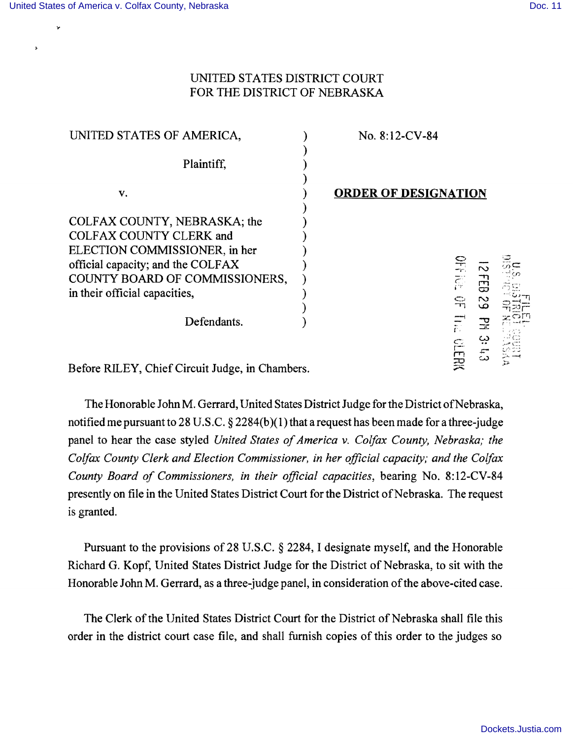UNITED STATES DISTRICT COURT
FOR THE DISTRICT OF NEBRASKA

| | | |
|---|---|---|
| UNITED STATES OF AMERICA,<br><br>Plaintiff,<br><br>v.<br><br>COLFAX COUNTY, NEBRASKA; the COLFAX COUNTY CLERK and ELECTION COMMISSIONER, in her official capacity; and the COLFAX COUNTY BOARD OF COMMISSIONERS, in their official capacities,<br><br>Defendants. | ) | No. 8:12-CV-84<br><br>**ORDER OF DESIGNATION** |

FILED
U.S. DISTRICT COURT
DISTRICT OF NEBRASKA
12 FEB 29 PM 3:43
OFFICE OF THE CLERK

Before RILEY, Chief Circuit Judge, in Chambers.

The Honorable John M. Gerrard, United States District Judge for the District of Nebraska, notified me pursuant to 28 U.S.C. § 2284(b)(1) that a request has been made for a three-judge panel to hear the case styled *United States of America v. Colfax County, Nebraska; the Colfax County Clerk and Election Commissioner, in her official capacity; and the Colfax County Board of Commissioners, in their official capacities*, bearing No. 8:12-CV-84 presently on file in the United States District Court for the District of Nebraska. The request is granted.

Pursuant to the provisions of 28 U.S.C. § 2284, I designate myself, and the Honorable Richard G. Kopf, United States District Judge for the District of Nebraska, to sit with the Honorable John M. Gerrard, as a three-judge panel, in consideration of the above-cited case.

The Clerk of the United States District Court for the District of Nebraska shall file this order in the district court case file, and shall furnish copies of this order to the judges so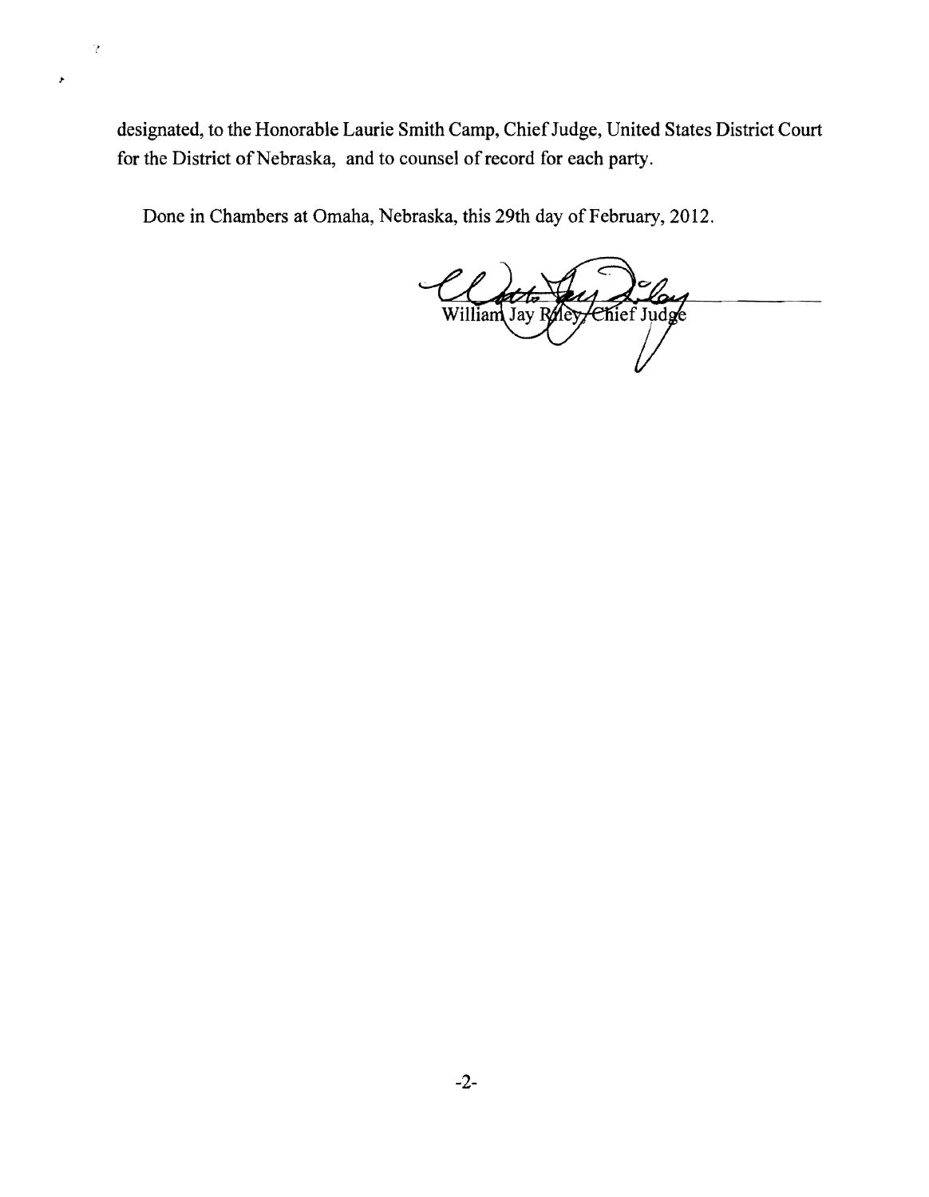designated, to the Honorable Laurie Smith Camp, Chief Judge, United States District Court for the District of Nebraska, and to counsel of record for each party.

Done in Chambers at Omaha, Nebraska, this 29th day of February, 2012.

William Jay Riley, Chief Judge